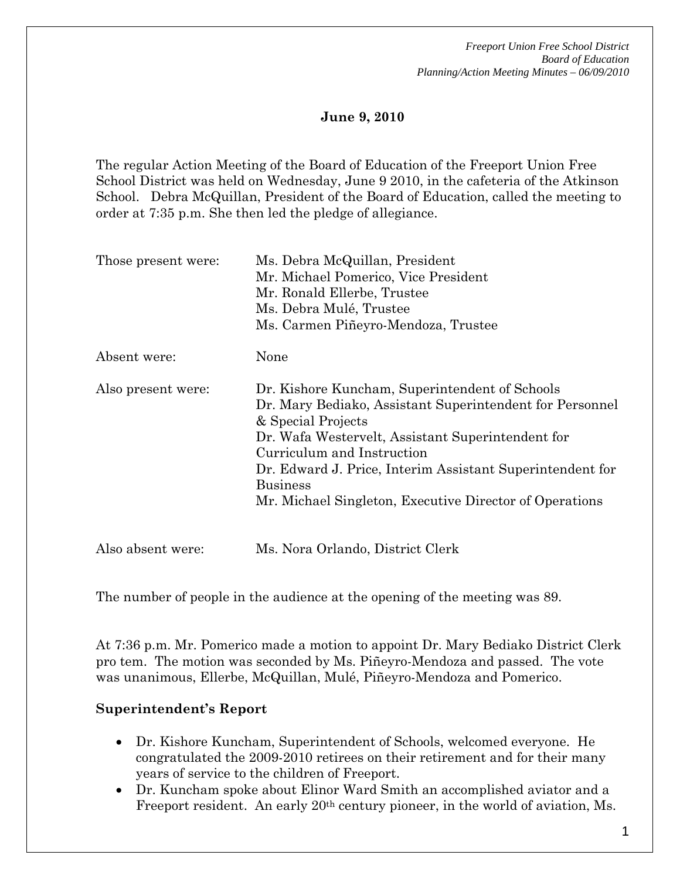**June 9, 2010**

The regular Action Meeting of the Board of Education of the Freeport Union Free School District was held on Wednesday, June 9 2010, in the cafeteria of the Atkinson School. Debra McQuillan, President of the Board of Education, called the meeting to order at 7:35 p.m. She then led the pledge of allegiance.

| | |
|---|---|
| Those present were: | Ms. Debra McQuillan, President<br>Mr. Michael Pomerico, Vice President<br>Mr. Ronald Ellerbe, Trustee<br>Ms. Debra Mulé, Trustee<br>Ms. Carmen Piñeyro-Mendoza, Trustee |
| Absent were: | None |
| Also present were: | Dr. Kishore Kuncham, Superintendent of Schools<br>Dr. Mary Bediako, Assistant Superintendent for Personnel & Special Projects<br>Dr. Wafa Westervelt, Assistant Superintendent for Curriculum and Instruction<br>Dr. Edward J. Price, Interim Assistant Superintendent for Business<br>Mr. Michael Singleton, Executive Director of Operations |
| Also absent were: | Ms. Nora Orlando, District Clerk |

The number of people in the audience at the opening of the meeting was 89.

At 7:36 p.m. Mr. Pomerico made a motion to appoint Dr. Mary Bediako District Clerk pro tem. The motion was seconded by Ms. Piñeyro-Mendoza and passed. The vote was unanimous, Ellerbe, McQuillan, Mulé, Piñeyro-Mendoza and Pomerico.

**Superintendent's Report**

- Dr. Kishore Kuncham, Superintendent of Schools, welcomed everyone. He congratulated the 2009-2010 retirees on their retirement and for their many years of service to the children of Freeport.
- Dr. Kuncham spoke about Elinor Ward Smith an accomplished aviator and a Freeport resident. An early 20th century pioneer, in the world of aviation, Ms.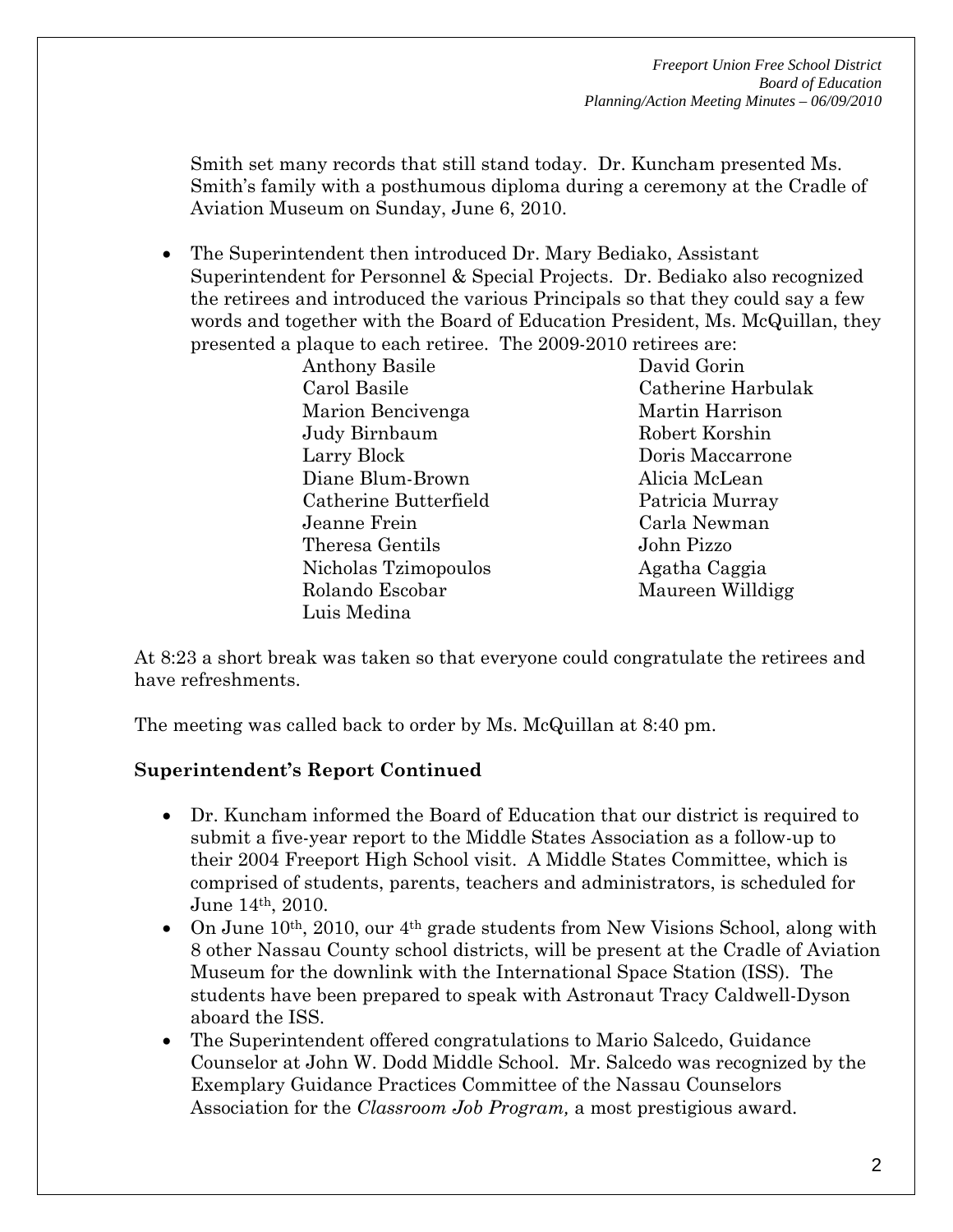Smith set many records that still stand today. Dr. Kuncham presented Ms. Smith's family with a posthumous diploma during a ceremony at the Cradle of Aviation Museum on Sunday, June 6, 2010.

- The Superintendent then introduced Dr. Mary Bediako, Assistant Superintendent for Personnel & Special Projects. Dr. Bediako also recognized the retirees and introduced the various Principals so that they could say a few words and together with the Board of Education President, Ms. McQuillan, they presented a plaque to each retiree. The 2009-2010 retirees are:

| | |
|---|---|
| Anthony Basile | David Gorin |
| Carol Basile | Catherine Harbulak |
| Marion Bencivenga | Martin Harrison |
| Judy Birnbaum | Robert Korshin |
| Larry Block | Doris Maccarrone |
| Diane Blum-Brown | Alicia McLean |
| Catherine Butterfield | Patricia Murray |
| Jeanne Frein | Carla Newman |
| Theresa Gentils | John Pizzo |
| Nicholas Tzimopoulos | Agatha Caggia |
| Rolando Escobar | Maureen Willdigg |
| Luis Medina | |

At 8:23 a short break was taken so that everyone could congratulate the retirees and have refreshments.

The meeting was called back to order by Ms. McQuillan at 8:40 pm.

**Superintendent's Report Continued**

- Dr. Kuncham informed the Board of Education that our district is required to submit a five-year report to the Middle States Association as a follow-up to their 2004 Freeport High School visit. A Middle States Committee, which is comprised of students, parents, teachers and administrators, is scheduled for June 14th, 2010.
- On June 10th, 2010, our 4th grade students from New Visions School, along with 8 other Nassau County school districts, will be present at the Cradle of Aviation Museum for the downlink with the International Space Station (ISS). The students have been prepared to speak with Astronaut Tracy Caldwell-Dyson aboard the ISS.
- The Superintendent offered congratulations to Mario Salcedo, Guidance Counselor at John W. Dodd Middle School. Mr. Salcedo was recognized by the Exemplary Guidance Practices Committee of the Nassau Counselors Association for the *Classroom Job Program,* a most prestigious award.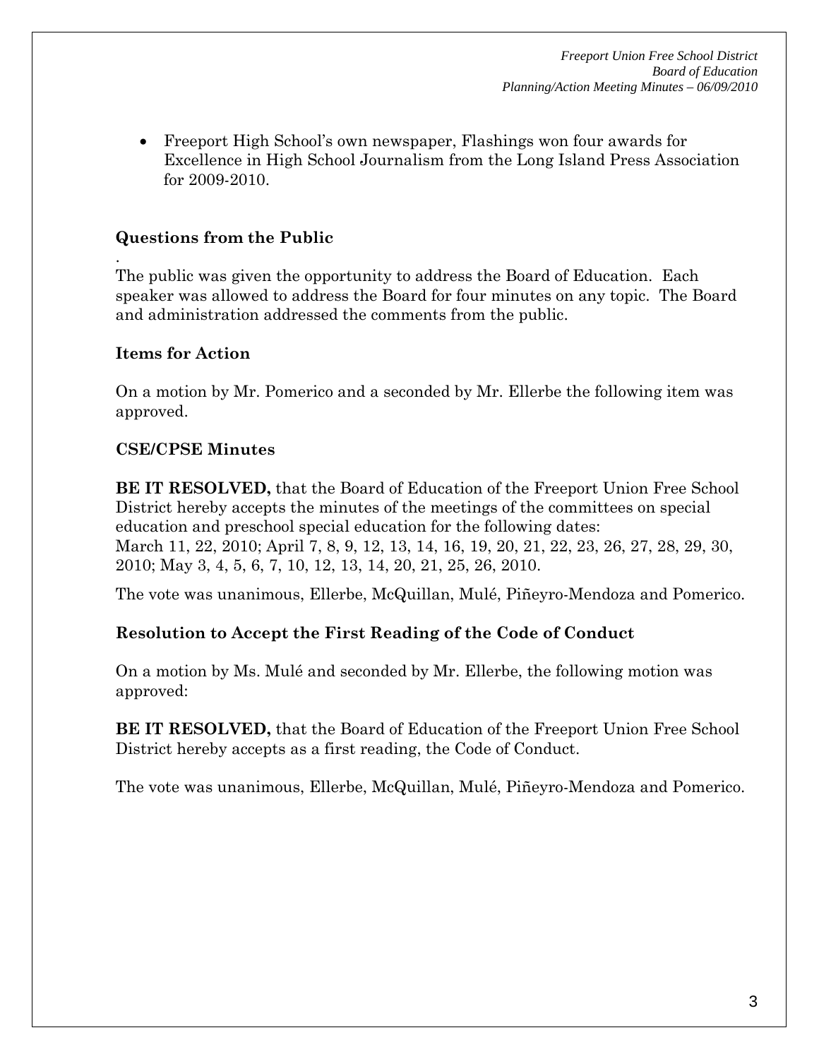- Freeport High School's own newspaper, Flashings won four awards for Excellence in High School Journalism from the Long Island Press Association for 2009-2010.

### Questions from the Public

.
The public was given the opportunity to address the Board of Education. Each speaker was allowed to address the Board for four minutes on any topic. The Board and administration addressed the comments from the public.

### Items for Action

On a motion by Mr. Pomerico and a seconded by Mr. Ellerbe the following item was approved.

### CSE/CPSE Minutes

**BE IT RESOLVED,** that the Board of Education of the Freeport Union Free School District hereby accepts the minutes of the meetings of the committees on special education and preschool special education for the following dates:
March 11, 22, 2010; April 7, 8, 9, 12, 13, 14, 16, 19, 20, 21, 22, 23, 26, 27, 28, 29, 30, 2010; May 3, 4, 5, 6, 7, 10, 12, 13, 14, 20, 21, 25, 26, 2010.

The vote was unanimous, Ellerbe, McQuillan, Mulé, Piñeyro-Mendoza and Pomerico.

### Resolution to Accept the First Reading of the Code of Conduct

On a motion by Ms. Mulé and seconded by Mr. Ellerbe, the following motion was approved:

**BE IT RESOLVED,** that the Board of Education of the Freeport Union Free School District hereby accepts as a first reading, the Code of Conduct.

The vote was unanimous, Ellerbe, McQuillan, Mulé, Piñeyro-Mendoza and Pomerico.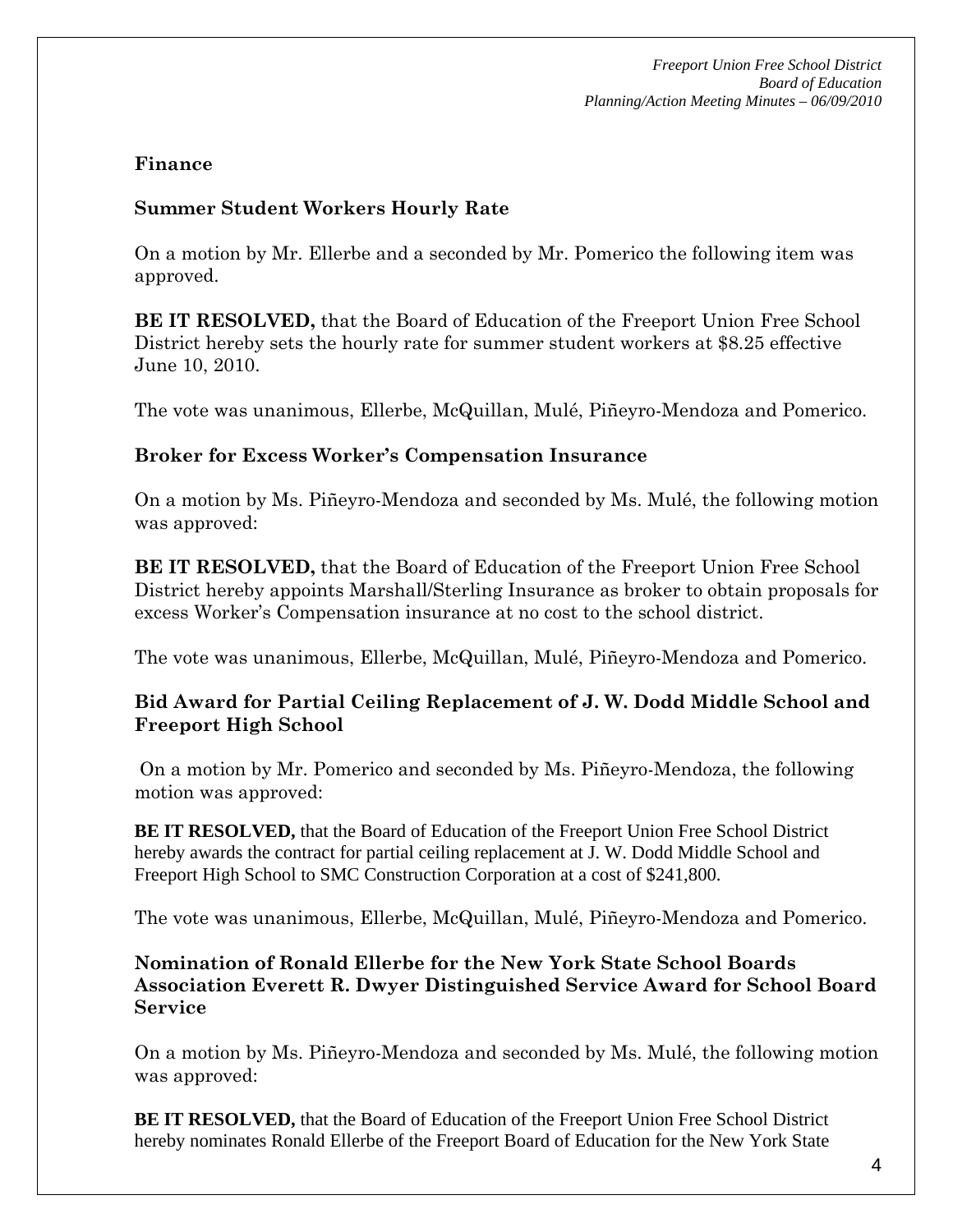**Finance**

**Summer Student Workers Hourly Rate**

On a motion by Mr. Ellerbe and a seconded by Mr. Pomerico the following item was approved.

**BE IT RESOLVED,** that the Board of Education of the Freeport Union Free School District hereby sets the hourly rate for summer student workers at $8.25 effective June 10, 2010.

The vote was unanimous, Ellerbe, McQuillan, Mulé, Piñeyro-Mendoza and Pomerico.

**Broker for Excess Worker's Compensation Insurance**

On a motion by Ms. Piñeyro-Mendoza and seconded by Ms. Mulé, the following motion was approved:

**BE IT RESOLVED,** that the Board of Education of the Freeport Union Free School District hereby appoints Marshall/Sterling Insurance as broker to obtain proposals for excess Worker's Compensation insurance at no cost to the school district.

The vote was unanimous, Ellerbe, McQuillan, Mulé, Piñeyro-Mendoza and Pomerico.

**Bid Award for Partial Ceiling Replacement of J. W. Dodd Middle School and Freeport High School**

On a motion by Mr. Pomerico and seconded by Ms. Piñeyro-Mendoza, the following motion was approved:

**BE IT RESOLVED,** that the Board of Education of the Freeport Union Free School District hereby awards the contract for partial ceiling replacement at J. W. Dodd Middle School and Freeport High School to SMC Construction Corporation at a cost of $241,800.

The vote was unanimous, Ellerbe, McQuillan, Mulé, Piñeyro-Mendoza and Pomerico.

**Nomination of Ronald Ellerbe for the New York State School Boards Association Everett R. Dwyer Distinguished Service Award for School Board Service**

On a motion by Ms. Piñeyro-Mendoza and seconded by Ms. Mulé, the following motion was approved:

**BE IT RESOLVED,** that the Board of Education of the Freeport Union Free School District hereby nominates Ronald Ellerbe of the Freeport Board of Education for the New York State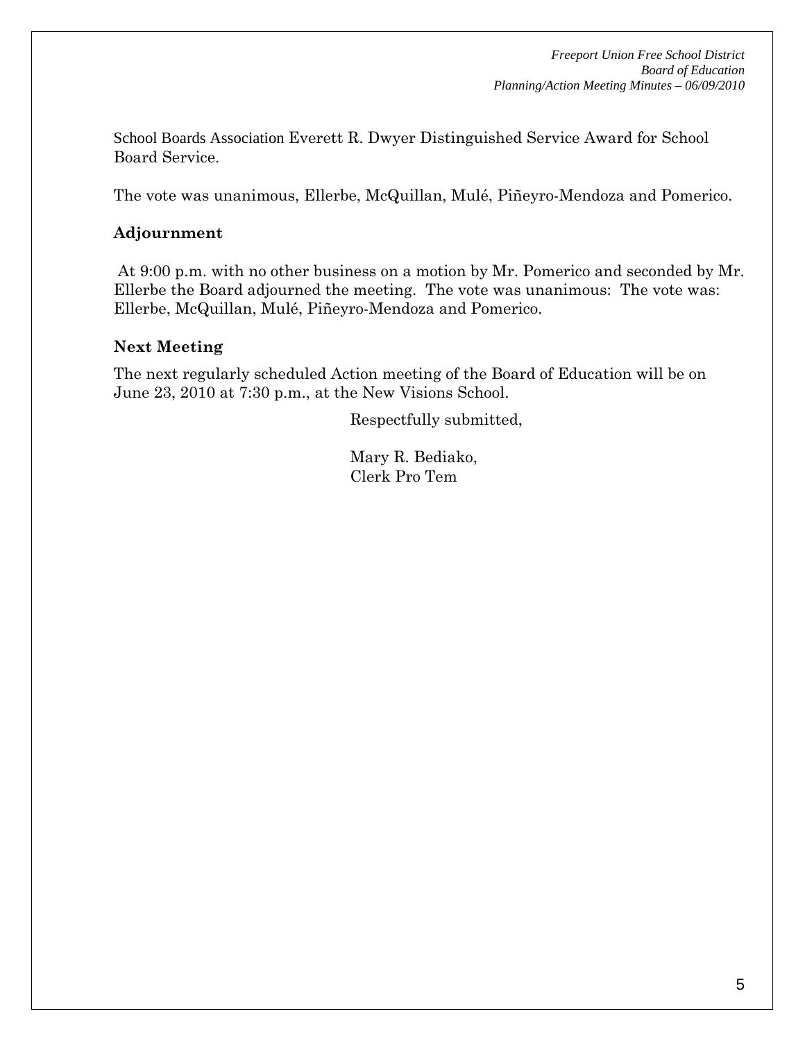School Boards Association Everett R. Dwyer Distinguished Service Award for School Board Service.

The vote was unanimous, Ellerbe, McQuillan, Mulé, Piñeyro-Mendoza and Pomerico.

**Adjournment**

At 9:00 p.m. with no other business on a motion by Mr. Pomerico and seconded by Mr. Ellerbe the Board adjourned the meeting. The vote was unanimous: The vote was: Ellerbe, McQuillan, Mulé, Piñeyro-Mendoza and Pomerico.

**Next Meeting**

The next regularly scheduled Action meeting of the Board of Education will be on June 23, 2010 at 7:30 p.m., at the New Visions School.

Respectfully submitted,

Mary R. Bediako,
Clerk Pro Tem